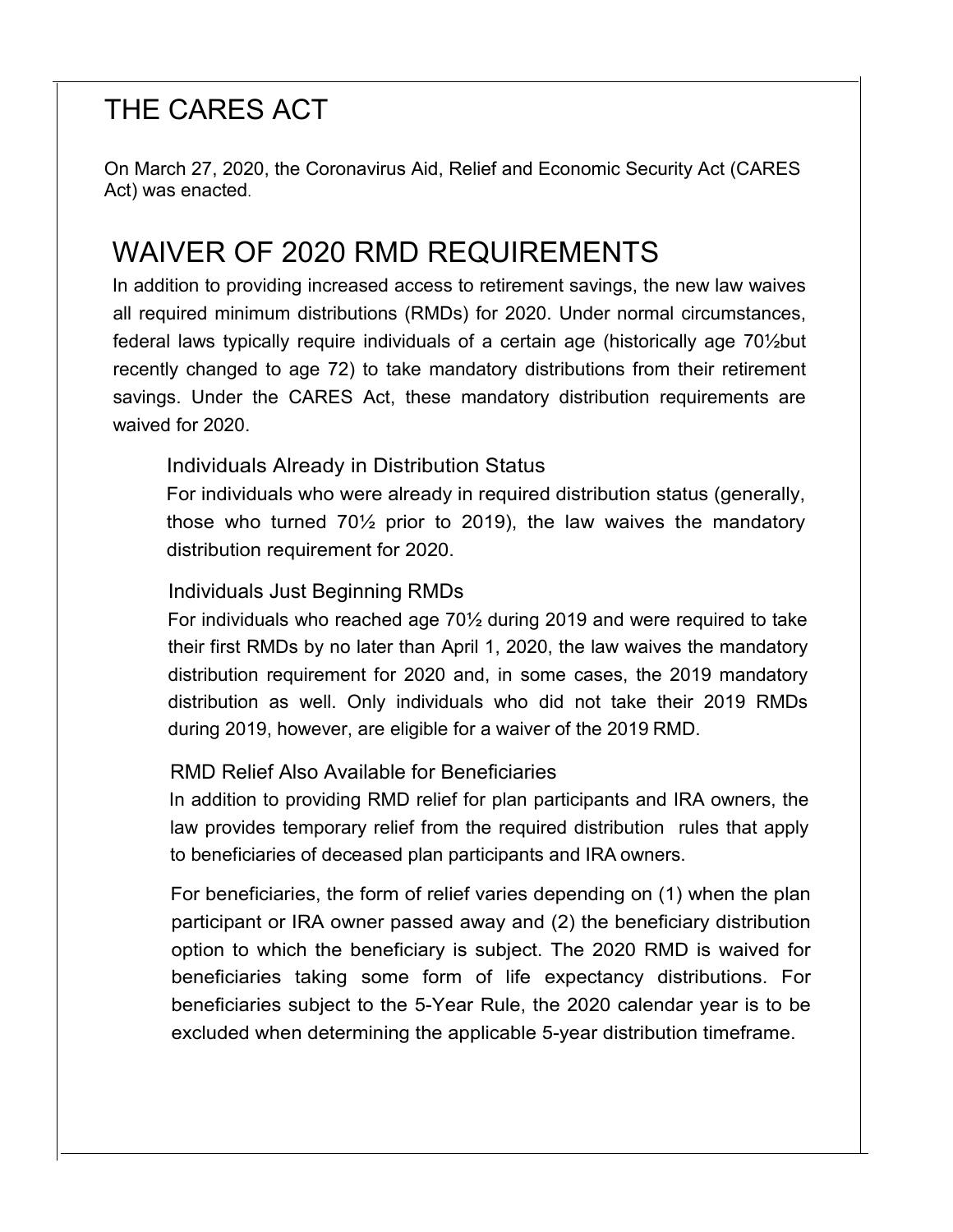# THE CARES ACT

On March 27, 2020, the Coronavirus Aid, Relief and Economic Security Act (CARES Act) was enacted.

# WAIVER OF 2020 RMD REQUIREMENTS

In addition to providing increased access to retirement savings, the new law waives all required minimum distributions (RMDs) for 2020. Under normal circumstances, federal laws typically require individuals of a certain age (historically age 70½but recently changed to age 72) to take mandatory distributions from their retirement savings. Under the CARES Act, these mandatory distribution requirements are waived for 2020.

### Individuals Already in Distribution Status

For individuals who were already in required distribution status (generally, those who turned 70½ prior to 2019), the law waives the mandatory distribution requirement for 2020.

### Individuals Just Beginning RMDs

For individuals who reached age 70½ during 2019 and were required to take their first RMDs by no later than April 1, 2020, the law waives the mandatory distribution requirement for 2020 and, in some cases, the 2019 mandatory distribution as well. Only individuals who did not take their 2019 RMDs during 2019, however, are eligible for a waiver of the 2019 RMD.

### RMD Relief Also Available for Beneficiaries

In addition to providing RMD relief for plan participants and IRA owners, the law provides temporary relief from the required distribution rules that apply to beneficiaries of deceased plan participants and IRA owners.

For beneficiaries, the form of relief varies depending on (1) when the plan participant or IRA owner passed away and (2) the beneficiary distribution option to which the beneficiary is subject. The 2020 RMD is waived for beneficiaries taking some form of life expectancy distributions. For beneficiaries subject to the 5-Year Rule, the 2020 calendar year is to be excluded when determining the applicable 5-year distribution timeframe.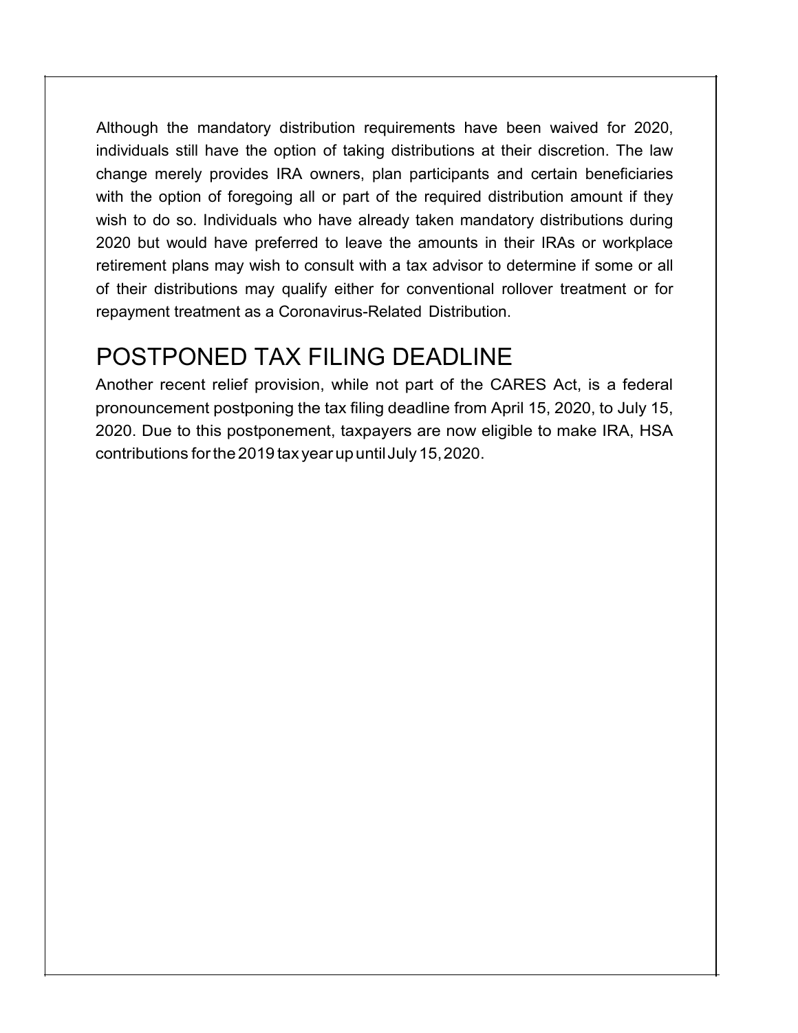Although the mandatory distribution requirements have been waived for 2020, individuals still have the option of taking distributions at their discretion. The law change merely provides IRA owners, plan participants and certain beneficiaries with the option of foregoing all or part of the required distribution amount if they wish to do so. Individuals who have already taken mandatory distributions during 2020 but would have preferred to leave the amounts in their IRAs or workplace retirement plans may wish to consult with a tax advisor to determine if some or all of their distributions may qualify either for conventional rollover treatment or for repayment treatment as a Coronavirus-Related Distribution.

## POSTPONED TAX FILING DEADLINE

Another recent relief provision, while not part of the CARES Act, is a federal pronouncement postponing the tax filing deadline from April 15, 2020, to July 15, 2020. Due to this postponement, taxpayers are now eligible to make IRA, HSA contributions for the 2019 tax year up until July 15, 2020.